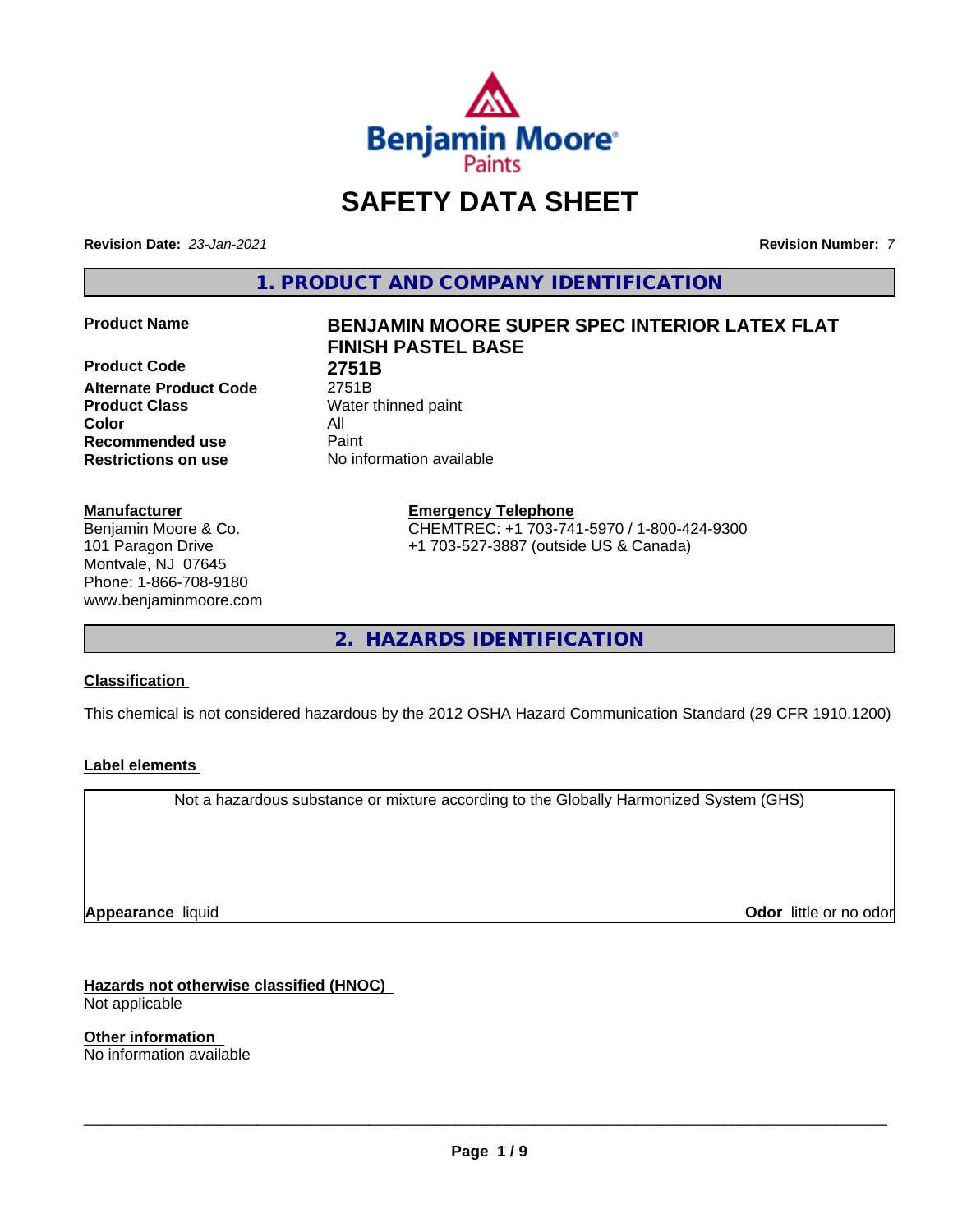# SAFETY DATA SHEET

**Revision Date:** *23-Jan-2021* **Revision Number:** *7*

## 1. PRODUCT AND COMPANY IDENTIFICATION

| | |
|---|---|
| **Product Name** | **BENJAMIN MOORE SUPER SPEC INTERIOR LATEX FLAT FINISH PASTEL BASE** |
| **Product Code** | **2751B** |
| **Alternate Product Code** | 2751B |
| **Product Class** | Water thinned paint |
| **Color** | All |
| **Recommended use** | Paint |
| **Restrictions on use** | No information available |

**Manufacturer**
Benjamin Moore & Co.
101 Paragon Drive
Montvale, NJ 07645
Phone: 1-866-708-9180
www.benjaminmoore.com

**Emergency Telephone**
CHEMTREC: +1 703-741-5970 / 1-800-424-9300
+1 703-527-3887 (outside US & Canada)

## 2. HAZARDS IDENTIFICATION

### Classification

This chemical is not considered hazardous by the 2012 OSHA Hazard Communication Standard (29 CFR 1910.1200)

### Label elements

Not a hazardous substance or mixture according to the Globally Harmonized System (GHS)

**Appearance** liquid **Odor** little or no odor

### Hazards not otherwise classified (HNOC)

Not applicable

### Other information

No information available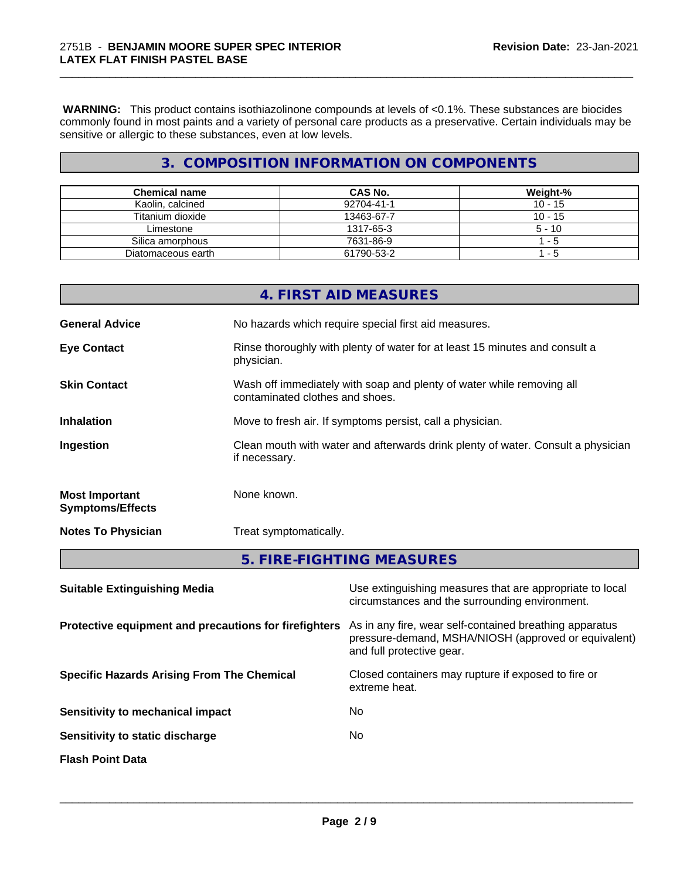**WARNING:** This product contains isothiazolinone compounds at levels of <0.1%. These substances are biocides commonly found in most paints and a variety of personal care products as a preservative. Certain individuals may be sensitive or allergic to these substances, even at low levels.

## 3. COMPOSITION INFORMATION ON COMPONENTS

| Chemical name | CAS No. | Weight-% |
|---|---|---|
| Kaolin, calcined | 92704-41-1 | 10 - 15 |
| Titanium dioxide | 13463-67-7 | 10 - 15 |
| Limestone | 1317-65-3 | 5 - 10 |
| Silica amorphous | 7631-86-9 | 1 - 5 |
| Diatomaceous earth | 61790-53-2 | 1 - 5 |

## 4. FIRST AID MEASURES

**General Advice** No hazards which require special first aid measures.

**Eye Contact** Rinse thoroughly with plenty of water for at least 15 minutes and consult a physician.

**Skin Contact** Wash off immediately with soap and plenty of water while removing all contaminated clothes and shoes.

**Inhalation** Move to fresh air. If symptoms persist, call a physician.

**Ingestion** Clean mouth with water and afterwards drink plenty of water. Consult a physician if necessary.

**Most Important Symptoms/Effects** None known.

**Notes To Physician** Treat symptomatically.

## 5. FIRE-FIGHTING MEASURES

**Suitable Extinguishing Media** Use extinguishing measures that are appropriate to local circumstances and the surrounding environment.

**Protective equipment and precautions for firefighters** As in any fire, wear self-contained breathing apparatus pressure-demand, MSHA/NIOSH (approved or equivalent) and full protective gear.

**Specific Hazards Arising From The Chemical** Closed containers may rupture if exposed to fire or extreme heat.

**Sensitivity to mechanical impact** No

**Sensitivity to static discharge** No

**Flash Point Data**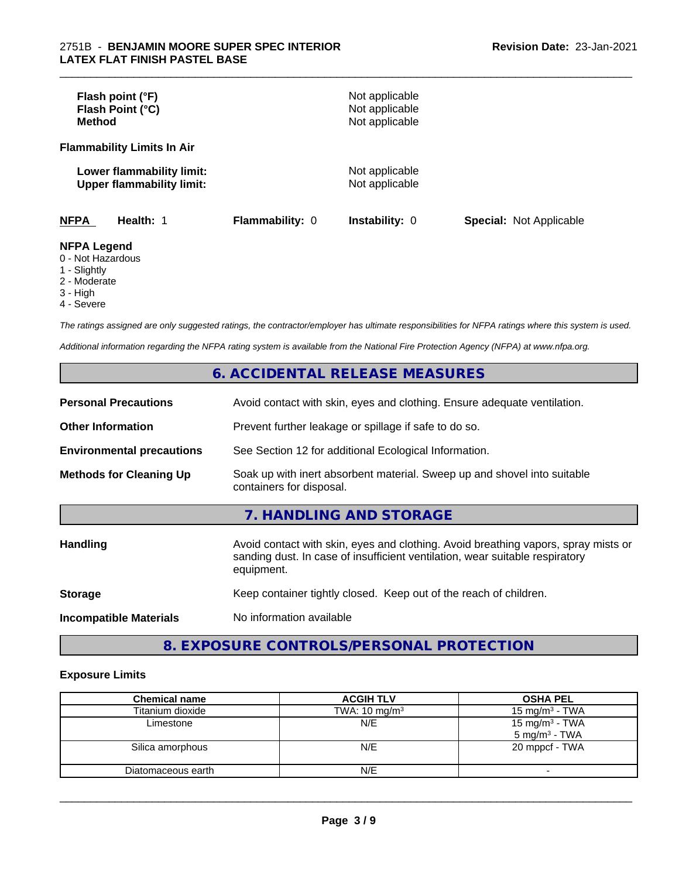| | |
|---|---|
| **Flash point (°F)** | Not applicable |
| **Flash Point (°C)** | Not applicable |
| **Method** | Not applicable |

**Flammability Limits In Air**

| | |
|---|---|
| **Lower flammability limit:** | Not applicable |
| **Upper flammability limit:** | Not applicable |

| **NFPA** | **Health:** 1 | **Flammability:** 0 | **Instability:** 0 | **Special:** Not Applicable |
|---|---|---|---|---|

**NFPA Legend**
- 0 - Not Hazardous
- 1 - Slightly
- 2 - Moderate
- 3 - High
- 4 - Severe

*The ratings assigned are only suggested ratings, the contractor/employer has ultimate responsibilities for NFPA ratings where this system is used.*

*Additional information regarding the NFPA rating system is available from the National Fire Protection Agency (NFPA) at www.nfpa.org.*

## 6. ACCIDENTAL RELEASE MEASURES

| | |
|---|---|
| **Personal Precautions** | Avoid contact with skin, eyes and clothing. Ensure adequate ventilation. |
| **Other Information** | Prevent further leakage or spillage if safe to do so. |
| **Environmental precautions** | See Section 12 for additional Ecological Information. |
| **Methods for Cleaning Up** | Soak up with inert absorbent material. Sweep up and shovel into suitable containers for disposal. |

## 7. HANDLING AND STORAGE

| | |
|---|---|
| **Handling** | Avoid contact with skin, eyes and clothing. Avoid breathing vapors, spray mists or sanding dust. In case of insufficient ventilation, wear suitable respiratory equipment. |
| **Storage** | Keep container tightly closed. Keep out of the reach of children. |
| **Incompatible Materials** | No information available |

## 8. EXPOSURE CONTROLS/PERSONAL PROTECTION

**Exposure Limits**

| Chemical name | ACGIH TLV | OSHA PEL |
|---|---|---|
| Titanium dioxide | TWA: 10 mg/m³ | 15 mg/m³ - TWA |
| Limestone | N/E | 15 mg/m³ - TWA<br>5 mg/m³ - TWA |
| Silica amorphous | N/E | 20 mppcf - TWA |
| Diatomaceous earth | N/E | - |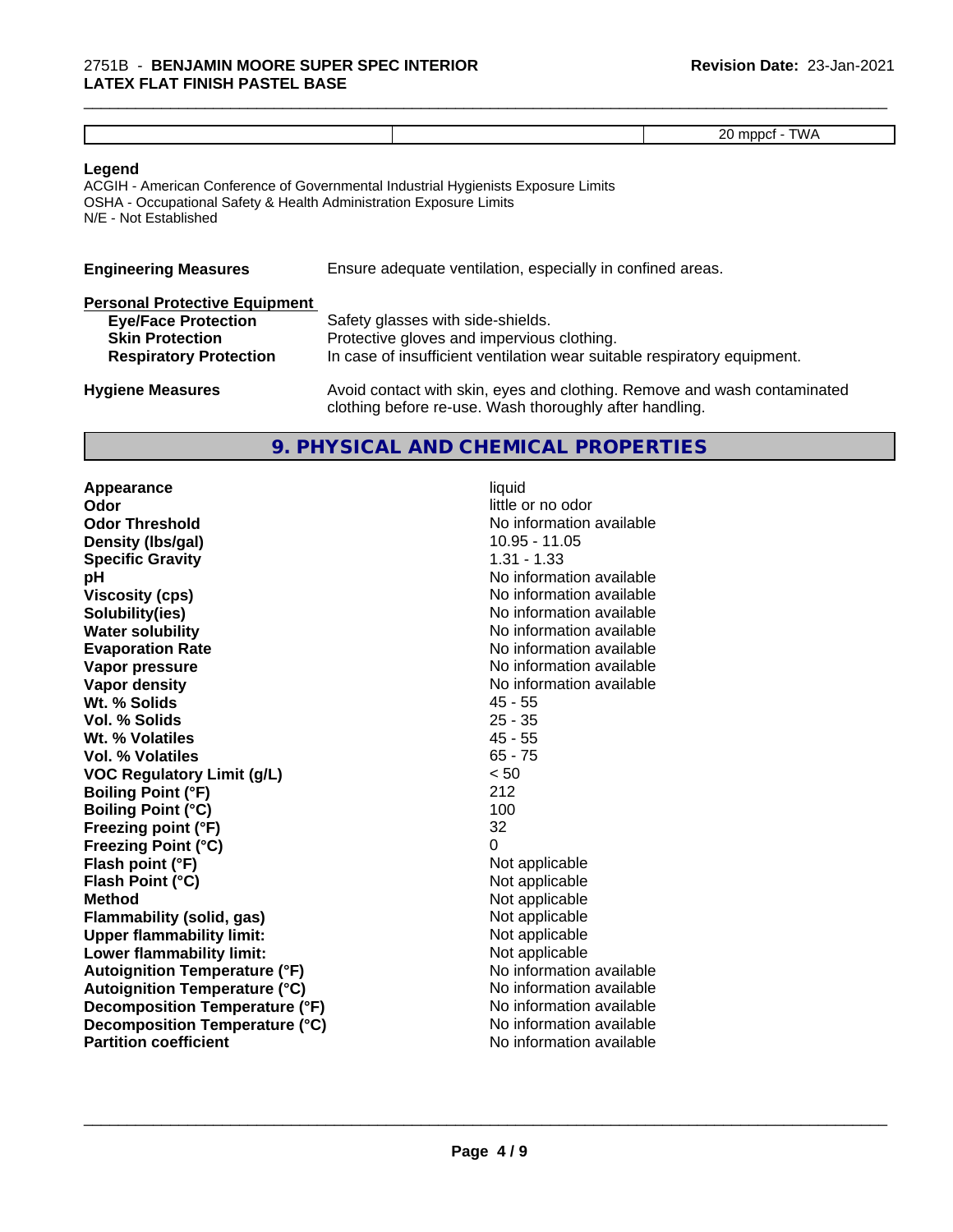|  |  | 20 mppcf - TWA |
|---|---|---|

**Legend**
ACGIH - American Conference of Governmental Industrial Hygienists Exposure Limits
OSHA - Occupational Safety & Health Administration Exposure Limits
N/E - Not Established

**Engineering Measures** Ensure adequate ventilation, especially in confined areas.

**Personal Protective Equipment**

| | |
|---|---|
| **Eye/Face Protection** | Safety glasses with side-shields. |
| **Skin Protection** | Protective gloves and impervious clothing. |
| **Respiratory Protection** | In case of insufficient ventilation wear suitable respiratory equipment. |

**Hygiene Measures** Avoid contact with skin, eyes and clothing. Remove and wash contaminated clothing before re-use. Wash thoroughly after handling.

## 9. PHYSICAL AND CHEMICAL PROPERTIES

| | |
|---|---|
| **Appearance** | liquid |
| **Odor** | little or no odor |
| **Odor Threshold** | No information available |
| **Density (lbs/gal)** | 10.95 - 11.05 |
| **Specific Gravity** | 1.31 - 1.33 |
| **pH** | No information available |
| **Viscosity (cps)** | No information available |
| **Solubility(ies)** | No information available |
| **Water solubility** | No information available |
| **Evaporation Rate** | No information available |
| **Vapor pressure** | No information available |
| **Vapor density** | No information available |
| **Wt. % Solids** | 45 - 55 |
| **Vol. % Solids** | 25 - 35 |
| **Wt. % Volatiles** | 45 - 55 |
| **Vol. % Volatiles** | 65 - 75 |
| **VOC Regulatory Limit (g/L)** | < 50 |
| **Boiling Point (°F)** | 212 |
| **Boiling Point (°C)** | 100 |
| **Freezing point (°F)** | 32 |
| **Freezing Point (°C)** | 0 |
| **Flash point (°F)** | Not applicable |
| **Flash Point (°C)** | Not applicable |
| **Method** | Not applicable |
| **Flammability (solid, gas)** | Not applicable |
| **Upper flammability limit:** | Not applicable |
| **Lower flammability limit:** | Not applicable |
| **Autoignition Temperature (°F)** | No information available |
| **Autoignition Temperature (°C)** | No information available |
| **Decomposition Temperature (°F)** | No information available |
| **Decomposition Temperature (°C)** | No information available |
| **Partition coefficient** | No information available |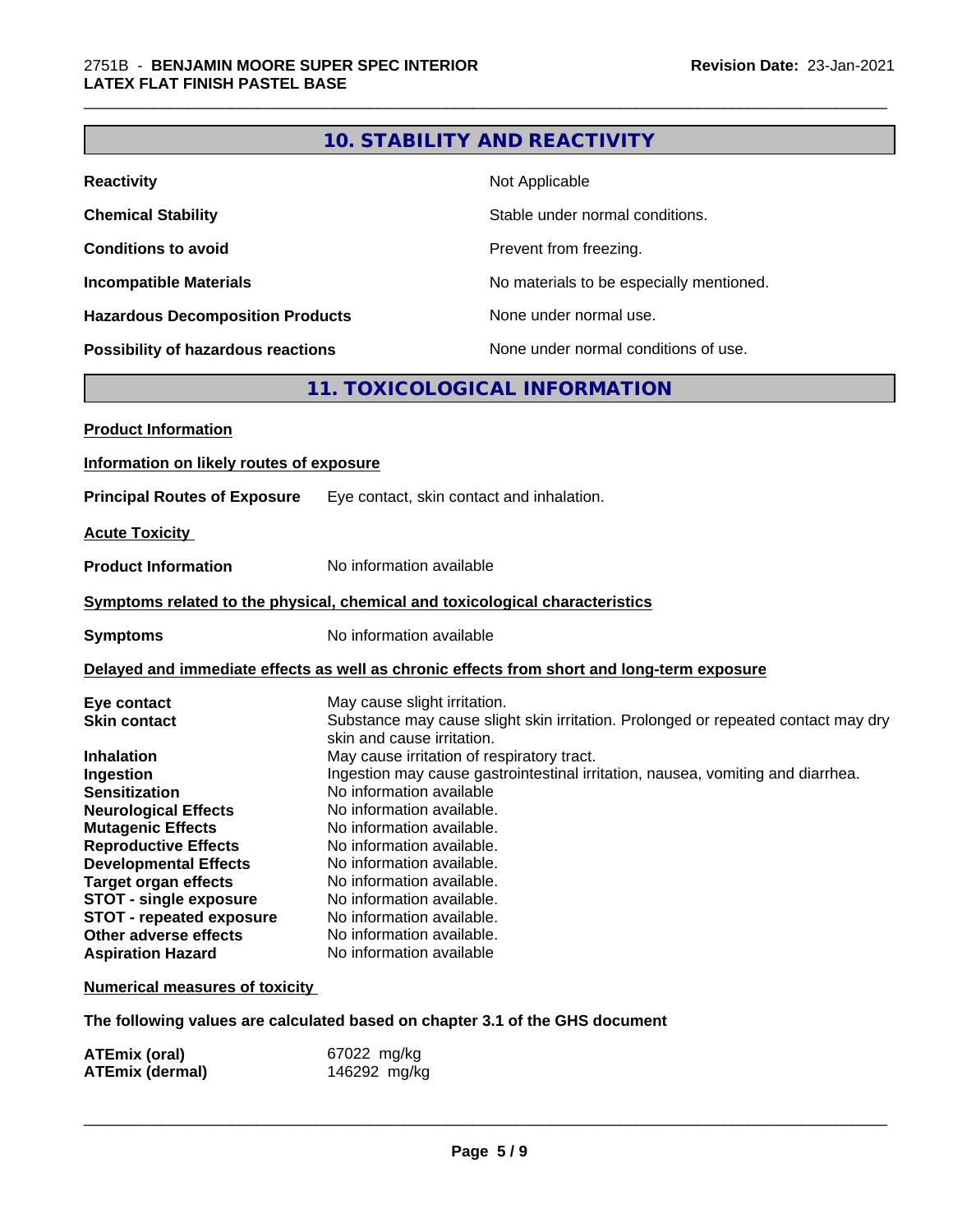## 10. STABILITY AND REACTIVITY

| | |
|---|---|
| **Reactivity** | Not Applicable |
| **Chemical Stability** | Stable under normal conditions. |
| **Conditions to avoid** | Prevent from freezing. |
| **Incompatible Materials** | No materials to be especially mentioned. |
| **Hazardous Decomposition Products** | None under normal use. |
| **Possibility of hazardous reactions** | None under normal conditions of use. |

## 11. TOXICOLOGICAL INFORMATION

**Product Information**

**Information on likely routes of exposure**

**Principal Routes of Exposure** Eye contact, skin contact and inhalation.

**Acute Toxicity**

**Product Information** No information available

**Symptoms related to the physical, chemical and toxicological characteristics**

**Symptoms** No information available

**Delayed and immediate effects as well as chronic effects from short and long-term exposure**

| | |
|---|---|
| **Eye contact** | May cause slight irritation. |
| **Skin contact** | Substance may cause slight skin irritation. Prolonged or repeated contact may dry skin and cause irritation. |
| **Inhalation** | May cause irritation of respiratory tract. |
| **Ingestion** | Ingestion may cause gastrointestinal irritation, nausea, vomiting and diarrhea. |
| **Sensitization** | No information available |
| **Neurological Effects** | No information available. |
| **Mutagenic Effects** | No information available. |
| **Reproductive Effects** | No information available. |
| **Developmental Effects** | No information available. |
| **Target organ effects** | No information available. |
| **STOT - single exposure** | No information available. |
| **STOT - repeated exposure** | No information available. |
| **Other adverse effects** | No information available. |
| **Aspiration Hazard** | No information available |

**Numerical measures of toxicity**

**The following values are calculated based on chapter 3.1 of the GHS document**

| | |
|---|---|
| **ATEmix (oral)** | 67022 mg/kg |
| **ATEmix (dermal)** | 146292 mg/kg |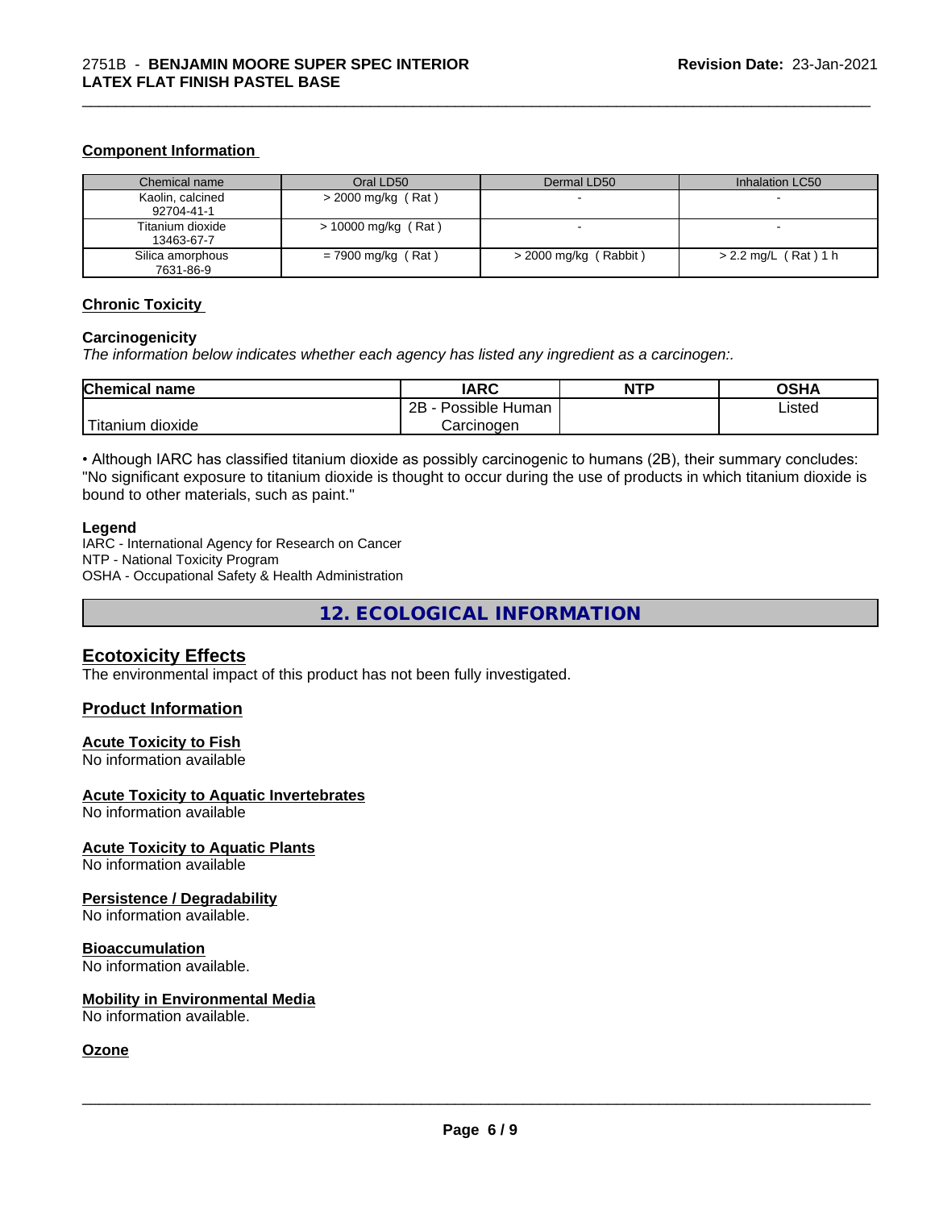#### Component Information

| Chemical name | Oral LD50 | Dermal LD50 | Inhalation LC50 |
| --- | --- | --- | --- |
| Kaolin, calcined<br>92704-41-1 | > 2000 mg/kg ( Rat ) | - | - |
| Titanium dioxide<br>13463-67-7 | > 10000 mg/kg ( Rat ) | - | - |
| Silica amorphous<br>7631-86-9 | = 7900 mg/kg ( Rat ) | > 2000 mg/kg ( Rabbit ) | > 2.2 mg/L ( Rat ) 1 h |

#### Chronic Toxicity

**Carcinogenicity**

*The information below indicates whether each agency has listed any ingredient as a carcinogen:.*

| Chemical name | IARC | NTP | OSHA |
| --- | --- | --- | --- |
| Titanium dioxide | 2B - Possible Human Carcinogen | | Listed |

• Although IARC has classified titanium dioxide as possibly carcinogenic to humans (2B), their summary concludes: "No significant exposure to titanium dioxide is thought to occur during the use of products in which titanium dioxide is bound to other materials, such as paint."

**Legend**

IARC - International Agency for Research on Cancer
NTP - National Toxicity Program
OSHA - Occupational Safety & Health Administration

## 12. ECOLOGICAL INFORMATION

### Ecotoxicity Effects

The environmental impact of this product has not been fully investigated.

### Product Information

#### Acute Toxicity to Fish

No information available

#### Acute Toxicity to Aquatic Invertebrates

No information available

#### Acute Toxicity to Aquatic Plants

No information available

#### Persistence / Degradability

No information available.

#### Bioaccumulation

No information available.

#### Mobility in Environmental Media

No information available.

#### Ozone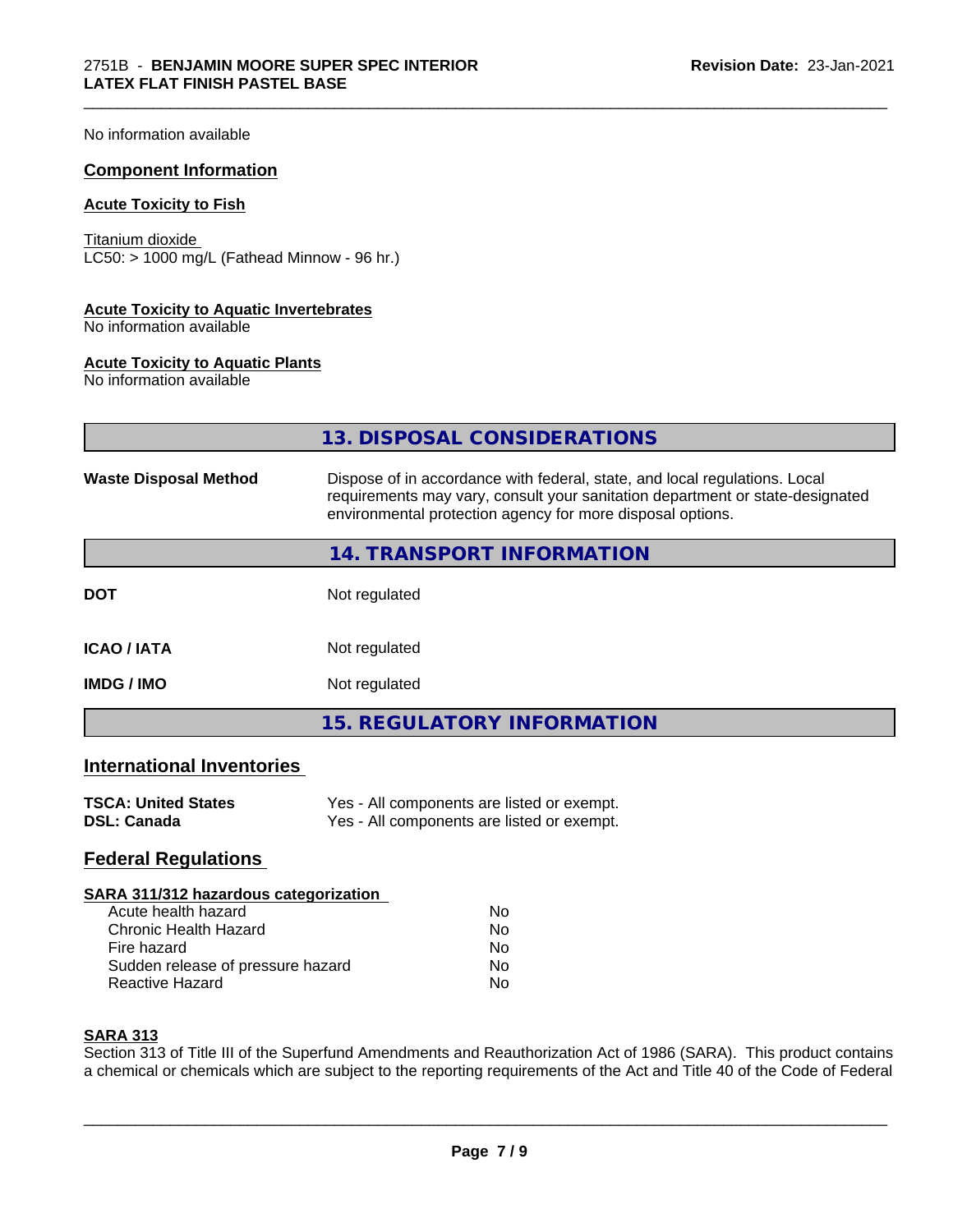No information available

### Component Information

#### Acute Toxicity to Fish

Titanium dioxide
LC50: > 1000 mg/L (Fathead Minnow - 96 hr.)

#### Acute Toxicity to Aquatic Invertebrates

No information available

#### Acute Toxicity to Aquatic Plants

No information available

## 13. DISPOSAL CONSIDERATIONS

| | |
|---|---|
| **Waste Disposal Method** | Dispose of in accordance with federal, state, and local regulations. Local requirements may vary, consult your sanitation department or state-designated environmental protection agency for more disposal options. |

## 14. TRANSPORT INFORMATION

| | |
|---|---|
| **DOT** | Not regulated |
| **ICAO / IATA** | Not regulated |
| **IMDG / IMO** | Not regulated |

## 15. REGULATORY INFORMATION

### International Inventories

| | |
|---|---|
| **TSCA: United States** | Yes - All components are listed or exempt. |
| **DSL: Canada** | Yes - All components are listed or exempt. |

### Federal Regulations

#### SARA 311/312 hazardous categorization

| | |
|---|---|
| Acute health hazard | No |
| Chronic Health Hazard | No |
| Fire hazard | No |
| Sudden release of pressure hazard | No |
| Reactive Hazard | No |

#### SARA 313

Section 313 of Title III of the Superfund Amendments and Reauthorization Act of 1986 (SARA). This product contains a chemical or chemicals which are subject to the reporting requirements of the Act and Title 40 of the Code of Federal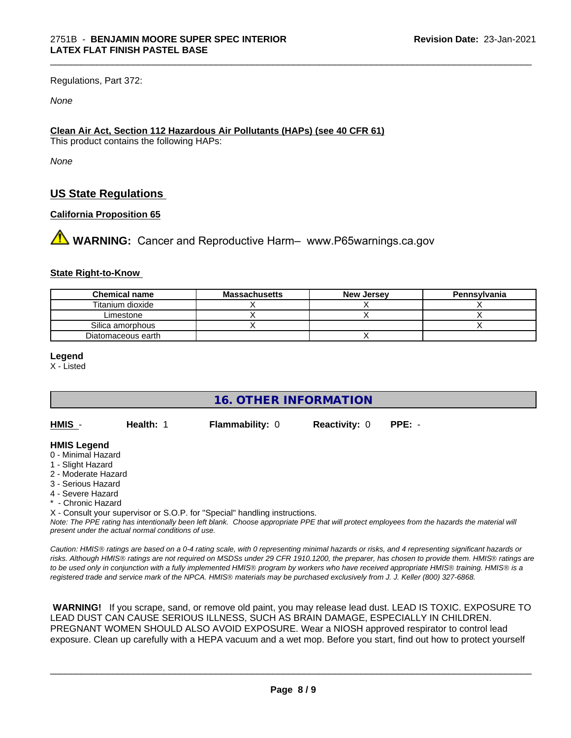Regulations, Part 372:

*None*

**Clean Air Act, Section 112 Hazardous Air Pollutants (HAPs) (see 40 CFR 61)**

This product contains the following HAPs:

*None*

## US State Regulations

**California Proposition 65**

⚠ **WARNING:** Cancer and Reproductive Harm– www.P65warnings.ca.gov

**State Right-to-Know**

| Chemical name | Massachusetts | New Jersey | Pennsylvania |
| --- | --- | --- | --- |
| Titanium dioxide | X | X | X |
| Limestone | X | X | X |
| Silica amorphous | X | | X |
| Diatomaceous earth | | X | |

**Legend**

X - Listed

## 16. OTHER INFORMATION

| **HMIS** - | **Health:** 1 | **Flammability:** 0 | **Reactivity:** 0 | **PPE:** - |
| --- | --- | --- | --- | --- |

**HMIS Legend**

0 - Minimal Hazard
1 - Slight Hazard
2 - Moderate Hazard
3 - Serious Hazard
4 - Severe Hazard
* - Chronic Hazard
X - Consult your supervisor or S.O.P. for "Special" handling instructions.

*Note: The PPE rating has intentionally been left blank. Choose appropriate PPE that will protect employees from the hazards the material will present under the actual normal conditions of use.*

*Caution: HMIS® ratings are based on a 0-4 rating scale, with 0 representing minimal hazards or risks, and 4 representing significant hazards or risks. Although HMIS® ratings are not required on MSDSs under 29 CFR 1910.1200, the preparer, has chosen to provide them. HMIS® ratings are to be used only in conjunction with a fully implemented HMIS® program by workers who have received appropriate HMIS® training. HMIS® is a registered trade and service mark of the NPCA. HMIS® materials may be purchased exclusively from J. J. Keller (800) 327-6868.*

**WARNING!** If you scrape, sand, or remove old paint, you may release lead dust. LEAD IS TOXIC. EXPOSURE TO LEAD DUST CAN CAUSE SERIOUS ILLNESS, SUCH AS BRAIN DAMAGE, ESPECIALLY IN CHILDREN. PREGNANT WOMEN SHOULD ALSO AVOID EXPOSURE. Wear a NIOSH approved respirator to control lead exposure. Clean up carefully with a HEPA vacuum and a wet mop. Before you start, find out how to protect yourself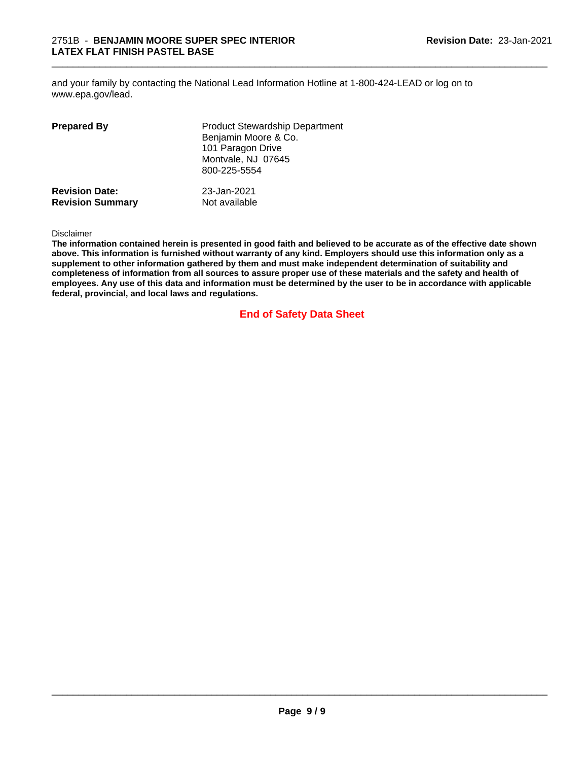and your family by contacting the National Lead Information Hotline at 1-800-424-LEAD or log on to www.epa.gov/lead.

| | |
|---|---|
| **Prepared By** | Product Stewardship Department<br>Benjamin Moore & Co.<br>101 Paragon Drive<br>Montvale, NJ 07645<br>800-225-5554 |
| **Revision Date:** | 23-Jan-2021 |
| **Revision Summary** | Not available |

Disclaimer

**The information contained herein is presented in good faith and believed to be accurate as of the effective date shown above. This information is furnished without warranty of any kind. Employers should use this information only as a supplement to other information gathered by them and must make independent determination of suitability and completeness of information from all sources to assure proper use of these materials and the safety and health of employees. Any use of this data and information must be determined by the user to be in accordance with applicable federal, provincial, and local laws and regulations.**

**End of Safety Data Sheet**